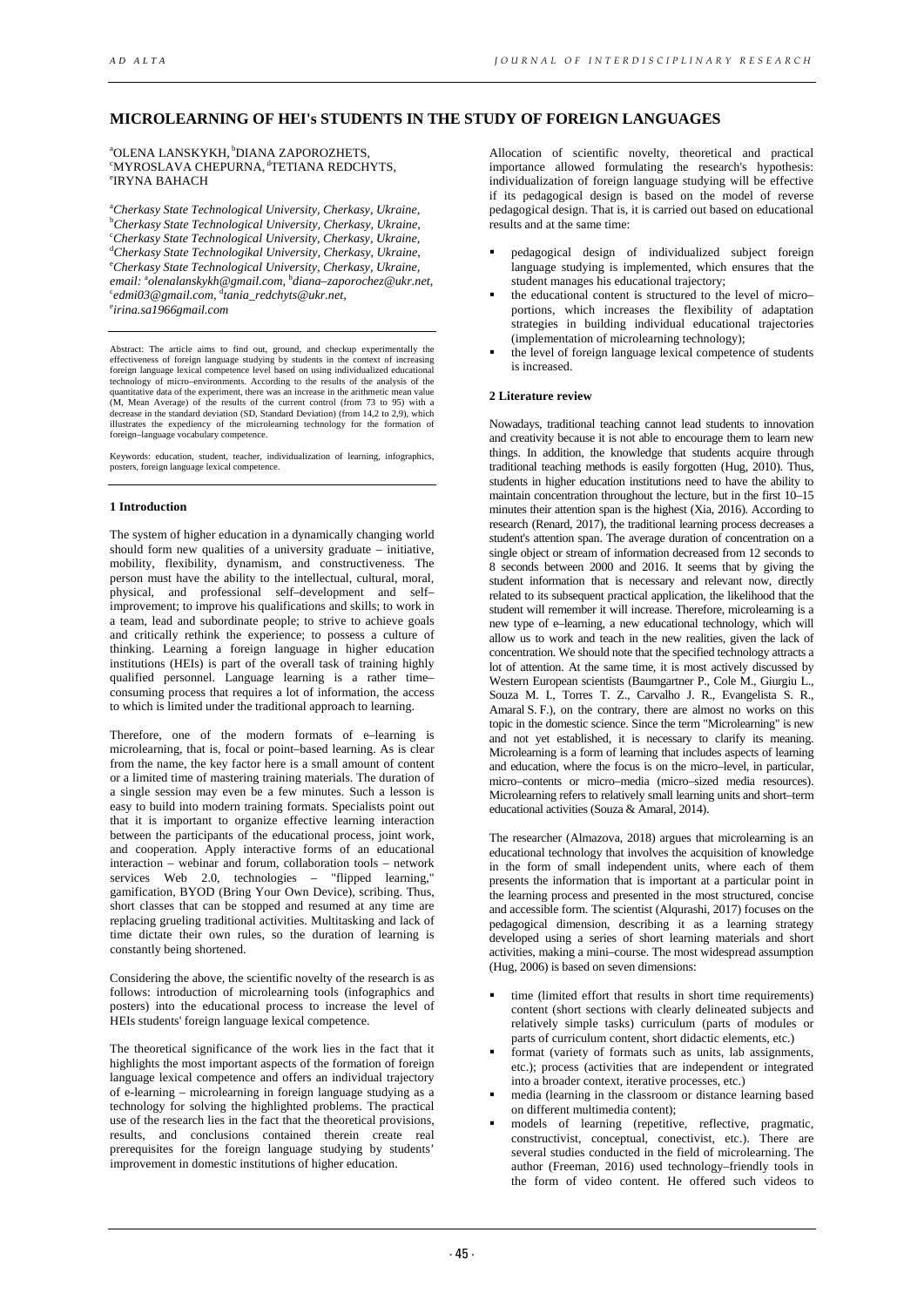# MICROLEARNING OF HEI's STUDENTS IN THE STUDY OF FOREIGN LANGUAGES

[a]OLENA LANSKYKH, [b]DIANA ZAPOROZHETS, [c]MYROSLAVA CHEPURNA, [d]TETIANA REDCHYTS, [e]IRYNA BAHACH

[a]*Cherkasy State Technological University, Cherkasy, Ukraine,*
[b]*Cherkasy State Technological University, Cherkasy, Ukraine,*
[c]*Cherkasy State Technological University, Cherkasy, Ukraine,*
[d]*Cherkasy State Technologikal University, Cherkasy, Ukraine,*
[e]*Cherkasy State Technological University, Cherkasy, Ukraine,*
*email:* [a]*olenalanskykh@gmail.com,* [b]*diana–zaporochez@ukr.net,* [c]*edmi03@gmail.com,* [d]*tania_redchyts@ukr.net,* [e]*irina.sa1966gmail.com*

Abstract: The article aims to find out, ground, and checkup experimentally the effectiveness of foreign language studying by students in the context of increasing foreign language lexical competence level based on using individualized educational technology of micro–environments. According to the results of the analysis of the quantitative data of the experiment, there was an increase in the arithmetic mean value (M, Mean Average) of the results of the current control (from 73 to 95) with a decrease in the standard deviation (SD, Standard Deviation) (from 14,2 to 2,9), which illustrates the expediency of the microlearning technology for the formation of foreign–language vocabulary competence.

Keywords: education, student, teacher, individualization of learning, infographics, posters, foreign language lexical competence.

## 1 Introduction

The system of higher education in a dynamically changing world should form new qualities of a university graduate – initiative, mobility, flexibility, dynamism, and constructiveness. The person must have the ability to the intellectual, cultural, moral, physical, and professional self–development and self–improvement; to improve his qualifications and skills; to work in a team, lead and subordinate people; to strive to achieve goals and critically rethink the experience; to possess a culture of thinking. Learning a foreign language in higher education institutions (HEIs) is part of the overall task of training highly qualified personnel. Language learning is a rather time–consuming process that requires a lot of information, the access to which is limited under the traditional approach to learning.

Therefore, one of the modern formats of e–learning is microlearning, that is, focal or point–based learning. As is clear from the name, the key factor here is a small amount of content or a limited time of mastering training materials. The duration of a single session may even be a few minutes. Such a lesson is easy to build into modern training formats. Specialists point out that it is important to organize effective learning interaction between the participants of the educational process, joint work, and cooperation. Apply interactive forms of an educational interaction – webinar and forum, collaboration tools – network services Web 2.0, technologies – "flipped learning," gamification, BYOD (Bring Your Own Device), scribing. Thus, short classes that can be stopped and resumed at any time are replacing grueling traditional activities. Multitasking and lack of time dictate their own rules, so the duration of learning is constantly being shortened.

Considering the above, the scientific novelty of the research is as follows: introduction of microlearning tools (infographics and posters) into the educational process to increase the level of HEIs students' foreign language lexical competence.

The theoretical significance of the work lies in the fact that it highlights the most important aspects of the formation of foreign language lexical competence and offers an individual trajectory of e-learning – microlearning in foreign language studying as a technology for solving the highlighted problems. The practical use of the research lies in the fact that the theoretical provisions, results, and conclusions contained therein create real prerequisites for the foreign language studying by students' improvement in domestic institutions of higher education.

Allocation of scientific novelty, theoretical and practical importance allowed formulating the research's hypothesis: individualization of foreign language studying will be effective if its pedagogical design is based on the model of reverse pedagogical design. That is, it is carried out based on educational results and at the same time:

- pedagogical design of individualized subject foreign language studying is implemented, which ensures that the student manages his educational trajectory;
- the educational content is structured to the level of micro–portions, which increases the flexibility of adaptation strategies in building individual educational trajectories (implementation of microlearning technology);
- the level of foreign language lexical competence of students is increased.

## 2 Literature review

Nowadays, traditional teaching cannot lead students to innovation and creativity because it is not able to encourage them to learn new things. In addition, the knowledge that students acquire through traditional teaching methods is easily forgotten (Hug, 2010). Thus, students in higher education institutions need to have the ability to maintain concentration throughout the lecture, but in the first 10–15 minutes their attention span is the highest (Xia, 2016). According to research (Renard, 2017), the traditional learning process decreases a student's attention span. The average duration of concentration on a single object or stream of information decreased from 12 seconds to 8 seconds between 2000 and 2016. It seems that by giving the student information that is necessary and relevant now, directly related to its subsequent practical application, the likelihood that the student will remember it will increase. Therefore, microlearning is a new type of e–learning, a new educational technology, which will allow us to work and teach in the new realities, given the lack of concentration. We should note that the specified technology attracts a lot of attention. At the same time, it is most actively discussed by Western European scientists (Baumgartner P., Cole M., Giurgiu L., Souza M. I., Torres T. Z., Carvalho J. R., Evangelista S. R., Amaral S. F.), on the contrary, there are almost no works on this topic in the domestic science. Since the term "Microlearning" is new and not yet established, it is necessary to clarify its meaning. Microlearning is a form of learning that includes aspects of learning and education, where the focus is on the micro–level, in particular, micro–contents or micro–media (micro–sized media resources). Microlearning refers to relatively small learning units and short–term educational activities (Souza & Amaral, 2014).

The researcher (Almazova, 2018) argues that microlearning is an educational technology that involves the acquisition of knowledge in the form of small independent units, where each of them presents the information that is important at a particular point in the learning process and presented in the most structured, concise and accessible form. The scientist (Alqurashi, 2017) focuses on the pedagogical dimension, describing it as a learning strategy developed using a series of short learning materials and short activities, making a mini–course. The most widespread assumption (Hug, 2006) is based on seven dimensions:

- time (limited effort that results in short time requirements) content (short sections with clearly delineated subjects and relatively simple tasks) curriculum (parts of modules or parts of curriculum content, short didactic elements, etc.)
- format (variety of formats such as units, lab assignments, etc.); process (activities that are independent or integrated into a broader context, iterative processes, etc.)
- media (learning in the classroom or distance learning based on different multimedia content);
- models of learning (repetitive, reflective, pragmatic, constructivist, conceptual, conectivist, etc.). There are several studies conducted in the field of microlearning. The author (Freeman, 2016) used technology–friendly tools in the form of video content. He offered such videos to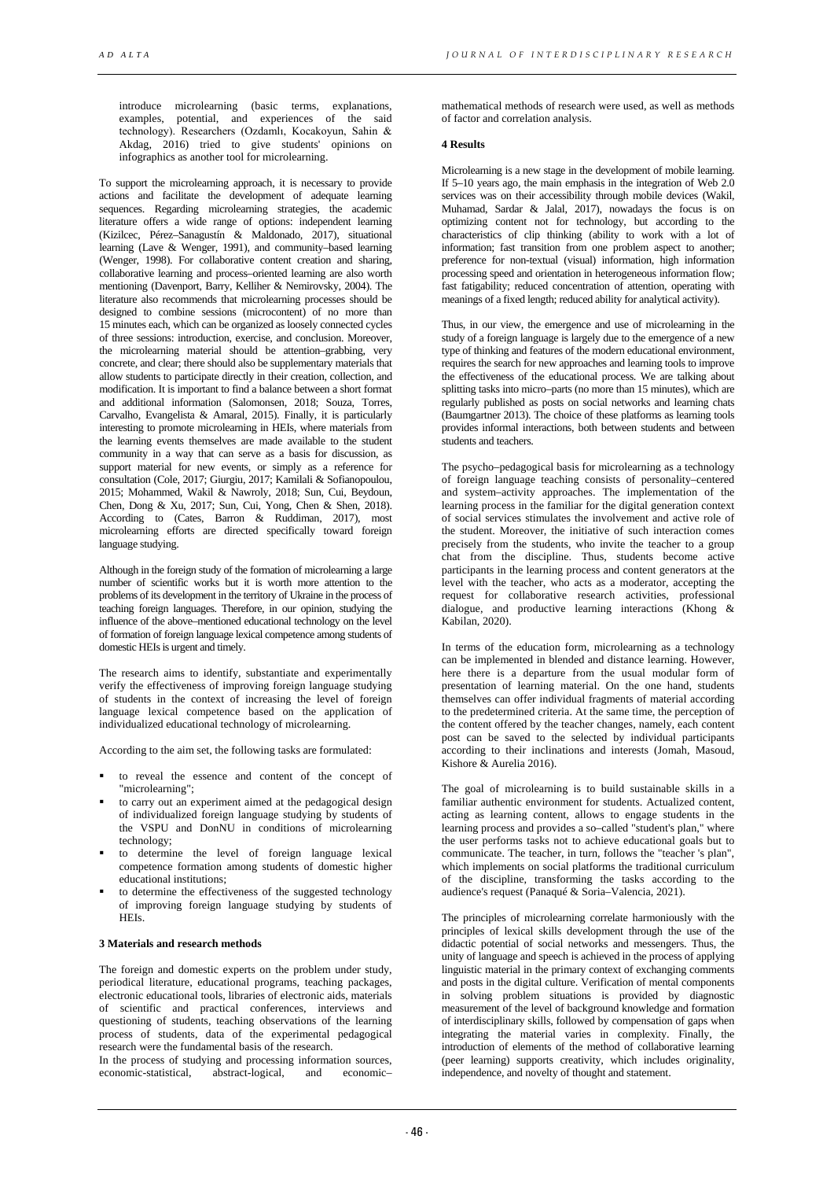introduce microlearning (basic terms, explanations, examples, potential, and experiences of the said technology). Researchers (Ozdamlı, Kocakoyun, Sahin & Akdag, 2016) tried to give students' opinions on infographics as another tool for microlearning.

To support the microlearning approach, it is necessary to provide actions and facilitate the development of adequate learning sequences. Regarding microlearning strategies, the academic literature offers a wide range of options: independent learning (Kizilcec, Pérez–Sanagustín & Maldonado, 2017), situational learning (Lave & Wenger, 1991), and community–based learning (Wenger, 1998). For collaborative content creation and sharing, collaborative learning and process–oriented learning are also worth mentioning (Davenport, Barry, Kelliher & Nemirovsky, 2004). The literature also recommends that microlearning processes should be designed to combine sessions (microcontent) of no more than 15 minutes each, which can be organized as loosely connected cycles of three sessions: introduction, exercise, and conclusion. Moreover, the microlearning material should be attention–grabbing, very concrete, and clear; there should also be supplementary materials that allow students to participate directly in their creation, collection, and modification. It is important to find a balance between a short format and additional information (Salomonsen, 2018; Souza, Torres, Carvalho, Evangelista & Amaral, 2015). Finally, it is particularly interesting to promote microlearning in HEIs, where materials from the learning events themselves are made available to the student community in a way that can serve as a basis for discussion, as support material for new events, or simply as a reference for consultation (Cole, 2017; Giurgiu, 2017; Kamilali & Sofianopoulou, 2015; Mohammed, Wakil & Nawroly, 2018; Sun, Cui, Beydoun, Chen, Dong & Xu, 2017; Sun, Cui, Yong, Chen & Shen, 2018). According to (Cates, Barron & Ruddiman, 2017), most microlearning efforts are directed specifically toward foreign language studying.

Although in the foreign study of the formation of microlearning a large number of scientific works but it is worth more attention to the problems of its development in the territory of Ukraine in the process of teaching foreign languages. Therefore, in our opinion, studying the influence of the above–mentioned educational technology on the level of formation of foreign language lexical competence among students of domestic HEIs is urgent and timely.

The research aims to identify, substantiate and experimentally verify the effectiveness of improving foreign language studying of students in the context of increasing the level of foreign language lexical competence based on the application of individualized educational technology of microlearning.

According to the aim set, the following tasks are formulated:

- to reveal the essence and content of the concept of "microlearning";
- to carry out an experiment aimed at the pedagogical design of individualized foreign language studying by students of the VSPU and DonNU in conditions of microlearning technology;
- to determine the level of foreign language lexical competence formation among students of domestic higher educational institutions;
- to determine the effectiveness of the suggested technology of improving foreign language studying by students of HEIs.

## 3 Materials and research methods

The foreign and domestic experts on the problem under study, periodical literature, educational programs, teaching packages, electronic educational tools, libraries of electronic aids, materials of scientific and practical conferences, interviews and questioning of students, teaching observations of the learning process of students, data of the experimental pedagogical research were the fundamental basis of the research.

In the process of studying and processing information sources, economic-statistical, abstract-logical, and economic–mathematical methods of research were used, as well as methods of factor and correlation analysis.

## 4 Results

Microlearning is a new stage in the development of mobile learning. If 5–10 years ago, the main emphasis in the integration of Web 2.0 services was on their accessibility through mobile devices (Wakil, Muhamad, Sardar & Jalal, 2017), nowadays the focus is on optimizing content not for technology, but according to the characteristics of clip thinking (ability to work with a lot of information; fast transition from one problem aspect to another; preference for non-textual (visual) information, high information processing speed and orientation in heterogeneous information flow; fast fatigability; reduced concentration of attention, operating with meanings of a fixed length; reduced ability for analytical activity).

Thus, in our view, the emergence and use of microlearning in the study of a foreign language is largely due to the emergence of a new type of thinking and features of the modern educational environment, requires the search for new approaches and learning tools to improve the effectiveness of the educational process. We are talking about splitting tasks into micro–parts (no more than 15 minutes), which are regularly published as posts on social networks and learning chats (Baumgartner 2013). The choice of these platforms as learning tools provides informal interactions, both between students and between students and teachers.

The psycho–pedagogical basis for microlearning as a technology of foreign language teaching consists of personality–centered and system–activity approaches. The implementation of the learning process in the familiar for the digital generation context of social services stimulates the involvement and active role of the student. Moreover, the initiative of such interaction comes precisely from the students, who invite the teacher to a group chat from the discipline. Thus, students become active participants in the learning process and content generators at the level with the teacher, who acts as a moderator, accepting the request for collaborative research activities, professional dialogue, and productive learning interactions (Khong & Kabilan, 2020).

In terms of the education form, microlearning as a technology can be implemented in blended and distance learning. However, here there is a departure from the usual modular form of presentation of learning material. On the one hand, students themselves can offer individual fragments of material according to the predetermined criteria. At the same time, the perception of the content offered by the teacher changes, namely, each content post can be saved to the selected by individual participants according to their inclinations and interests (Jomah, Masoud, Kishore & Aurelia 2016).

The goal of microlearning is to build sustainable skills in a familiar authentic environment for students. Actualized content, acting as learning content, allows to engage students in the learning process and provides a so–called "student's plan," where the user performs tasks not to achieve educational goals but to communicate. The teacher, in turn, follows the "teacher 's plan", which implements on social platforms the traditional curriculum of the discipline, transforming the tasks according to the audience's request (Panaqué & Soria–Valencia, 2021).

The principles of microlearning correlate harmoniously with the principles of lexical skills development through the use of the didactic potential of social networks and messengers. Thus, the unity of language and speech is achieved in the process of applying linguistic material in the primary context of exchanging comments and posts in the digital culture. Verification of mental components in solving problem situations is provided by diagnostic measurement of the level of background knowledge and formation of interdisciplinary skills, followed by compensation of gaps when integrating the material varies in complexity. Finally, the introduction of elements of the method of collaborative learning (peer learning) supports creativity, which includes originality, independence, and novelty of thought and statement.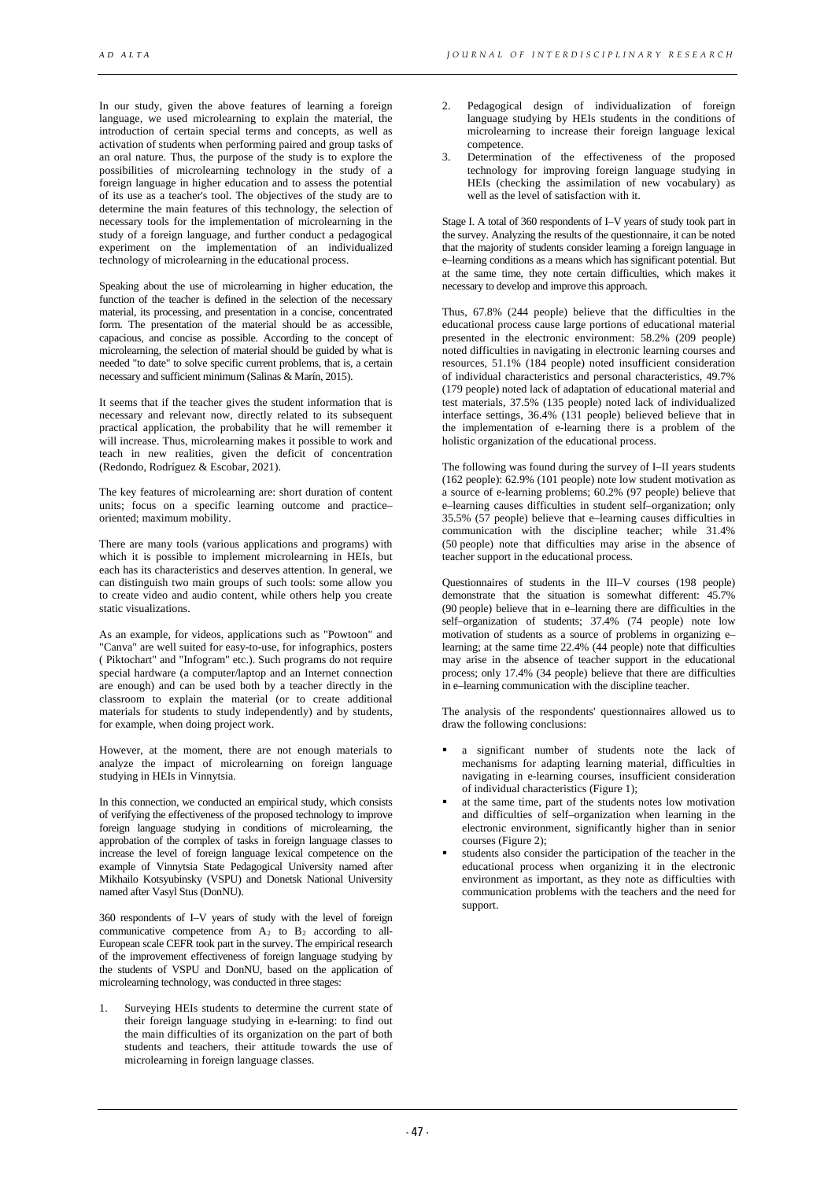In our study, given the above features of learning a foreign language, we used microlearning to explain the material, the introduction of certain special terms and concepts, as well as activation of students when performing paired and group tasks of an oral nature. Thus, the purpose of the study is to explore the possibilities of microlearning technology in the study of a foreign language in higher education and to assess the potential of its use as a teacher's tool. The objectives of the study are to determine the main features of this technology, the selection of necessary tools for the implementation of microlearning in the study of a foreign language, and further conduct a pedagogical experiment on the implementation of an individualized technology of microlearning in the educational process.

Speaking about the use of microlearning in higher education, the function of the teacher is defined in the selection of the necessary material, its processing, and presentation in a concise, concentrated form. The presentation of the material should be as accessible, capacious, and concise as possible. According to the concept of microlearning, the selection of material should be guided by what is needed "to date" to solve specific current problems, that is, a certain necessary and sufficient minimum (Salinas & Marín, 2015).

It seems that if the teacher gives the student information that is necessary and relevant now, directly related to its subsequent practical application, the probability that he will remember it will increase. Thus, microlearning makes it possible to work and teach in new realities, given the deficit of concentration (Redondo, Rodríguez & Escobar, 2021).

The key features of microlearning are: short duration of content units; focus on a specific learning outcome and practice–oriented; maximum mobility.

There are many tools (various applications and programs) with which it is possible to implement microlearning in HEIs, but each has its characteristics and deserves attention. In general, we can distinguish two main groups of such tools: some allow you to create video and audio content, while others help you create static visualizations.

As an example, for videos, applications such as "Powtoon" and "Canva" are well suited for easy-to-use, for infographics, posters ( Piktochart" and "Infogram" etc.). Such programs do not require special hardware (a computer/laptop and an Internet connection are enough) and can be used both by a teacher directly in the classroom to explain the material (or to create additional materials for students to study independently) and by students, for example, when doing project work.

However, at the moment, there are not enough materials to analyze the impact of microlearning on foreign language studying in HEIs in Vinnytsia.

In this connection, we conducted an empirical study, which consists of verifying the effectiveness of the proposed technology to improve foreign language studying in conditions of microlearning, the approbation of the complex of tasks in foreign language classes to increase the level of foreign language lexical competence on the example of Vinnytsia State Pedagogical University named after Mikhailo Kotsyubinsky (VSPU) and Donetsk National University named after Vasyl Stus (DonNU).

360 respondents of I–V years of study with the level of foreign communicative competence from $A_2$ to $B_2$ according to all-European scale CEFR took part in the survey. The empirical research of the improvement effectiveness of foreign language studying by the students of VSPU and DonNU, based on the application of microlearning technology, was conducted in three stages:

1. Surveying HEIs students to determine the current state of their foreign language studying in e-learning: to find out the main difficulties of its organization on the part of both students and teachers, their attitude towards the use of microlearning in foreign language classes.
2. Pedagogical design of individualization of foreign language studying by HEIs students in the conditions of microlearning to increase their foreign language lexical competence.
3. Determination of the effectiveness of the proposed technology for improving foreign language studying in HEIs (checking the assimilation of new vocabulary) as well as the level of satisfaction with it.

Stage I. A total of 360 respondents of I–V years of study took part in the survey. Analyzing the results of the questionnaire, it can be noted that the majority of students consider learning a foreign language in e–learning conditions as a means which has significant potential. But at the same time, they note certain difficulties, which makes it necessary to develop and improve this approach.

Thus, 67.8% (244 people) believe that the difficulties in the educational process cause large portions of educational material presented in the electronic environment: 58.2% (209 people) noted difficulties in navigating in electronic learning courses and resources, 51.1% (184 people) noted insufficient consideration of individual characteristics and personal characteristics, 49.7% (179 people) noted lack of adaptation of educational material and test materials, 37.5% (135 people) noted lack of individualized interface settings, 36.4% (131 people) believed believe that in the implementation of e-learning there is a problem of the holistic organization of the educational process.

The following was found during the survey of I–II years students (162 people): 62.9% (101 people) note low student motivation as a source of e-learning problems; 60.2% (97 people) believe that e–learning causes difficulties in student self–organization; only 35.5% (57 people) believe that e–learning causes difficulties in communication with the discipline teacher; while 31.4% (50 people) note that difficulties may arise in the absence of teacher support in the educational process.

Questionnaires of students in the III–V courses (198 people) demonstrate that the situation is somewhat different: 45.7% (90 people) believe that in e–learning there are difficulties in the self–organization of students; 37.4% (74 people) note low motivation of students as a source of problems in organizing e–learning; at the same time 22.4% (44 people) note that difficulties may arise in the absence of teacher support in the educational process; only 17.4% (34 people) believe that there are difficulties in e–learning communication with the discipline teacher.

The analysis of the respondents' questionnaires allowed us to draw the following conclusions:

- a significant number of students note the lack of mechanisms for adapting learning material, difficulties in navigating in e-learning courses, insufficient consideration of individual characteristics (Figure 1);
- at the same time, part of the students notes low motivation and difficulties of self–organization when learning in the electronic environment, significantly higher than in senior courses (Figure 2);
- students also consider the participation of the teacher in the educational process when organizing it in the electronic environment as important, as they note as difficulties with communication problems with the teachers and the need for support.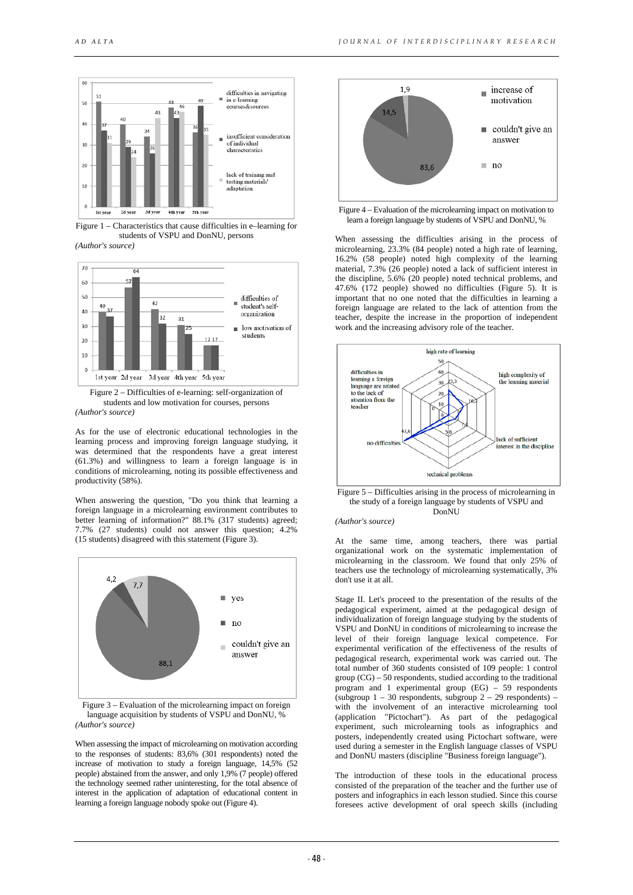Figure 1 – Characteristics that cause difficulties in e–learning for students of VSPU and DonNU, persons

*(Author's source)*

Figure 2 – Difficulties of e-learning: self-organization of students and low motivation for courses, persons

*(Author's source)*

As for the use of electronic educational technologies in the learning process and improving foreign language studying, it was determined that the respondents have a great interest (61.3%) and willingness to learn a foreign language is in conditions of microlearning, noting its possible effectiveness and productivity (58%).

When answering the question, "Do you think that learning a foreign language in a microlearning environment contributes to better learning of information?" 88.1% (317 respondents) agreed; 7.7% (27 students) could not answer this question; 4.2% (15 students) disagreed with this statement (Figure 3).

Figure 3 – Evaluation of the microlearning impact on foreign language acquisition by students of VSPU and DonNU, %

*(Author's source)*

When assessing the impact of microlearning on motivation according to the responses of students: 83,6% (301 respondents) noted the increase of motivation to study a foreign language, 14,5% (52 people) abstained from the answer, and only 1,9% (7 people) offered the technology seemed rather uninteresting, for the total absence of interest in the application of adaptation of educational content in learning a foreign language nobody spoke out (Figure 4).

Figure 4 – Evaluation of the microlearning impact on motivation to learn a foreign language by students of VSPU and DonNU, %

When assessing the difficulties arising in the process of microlearning, 23.3% (84 people) noted a high rate of learning, 16.2% (58 people) noted high complexity of the learning material, 7.3% (26 people) noted a lack of sufficient interest in the discipline, 5.6% (20 people) noted technical problems, and 47.6% (172 people) showed no difficulties (Figure 5). It is important that no one noted that the difficulties in learning a foreign language are related to the lack of attention from the teacher, despite the increase in the proportion of independent work and the increasing advisory role of the teacher.

Figure 5 – Difficulties arising in the process of microlearning in the study of a foreign language by students of VSPU and DonNU

*(Author's source)*

At the same time, among teachers, there was partial organizational work on the systematic implementation of microlearning in the classroom. We found that only 25% of teachers use the technology of microlearning systematically, 3% don't use it at all.

Stage II. Let's proceed to the presentation of the results of the pedagogical experiment, aimed at the pedagogical design of individualization of foreign language studying by the students of VSPU and DonNU in conditions of microlearning to increase the level of their foreign language lexical competence. For experimental verification of the effectiveness of the results of pedagogical research, experimental work was carried out. The total number of 360 students consisted of 109 people: 1 control group (CG) – 50 respondents, studied according to the traditional program and 1 experimental group (EG) – 59 respondents (subgroup 1 – 30 respondents, subgroup 2 – 29 respondents) – with the involvement of an interactive microlearning tool (application "Pictochart"). As part of the pedagogical experiment, such microlearning tools as infographics and posters, independently created using Pictochart software, were used during a semester in the English language classes of VSPU and DonNU masters (discipline "Business foreign language").

The introduction of these tools in the educational process consisted of the preparation of the teacher and the further use of posters and infographics in each lesson studied. Since this course foresees active development of oral speech skills (including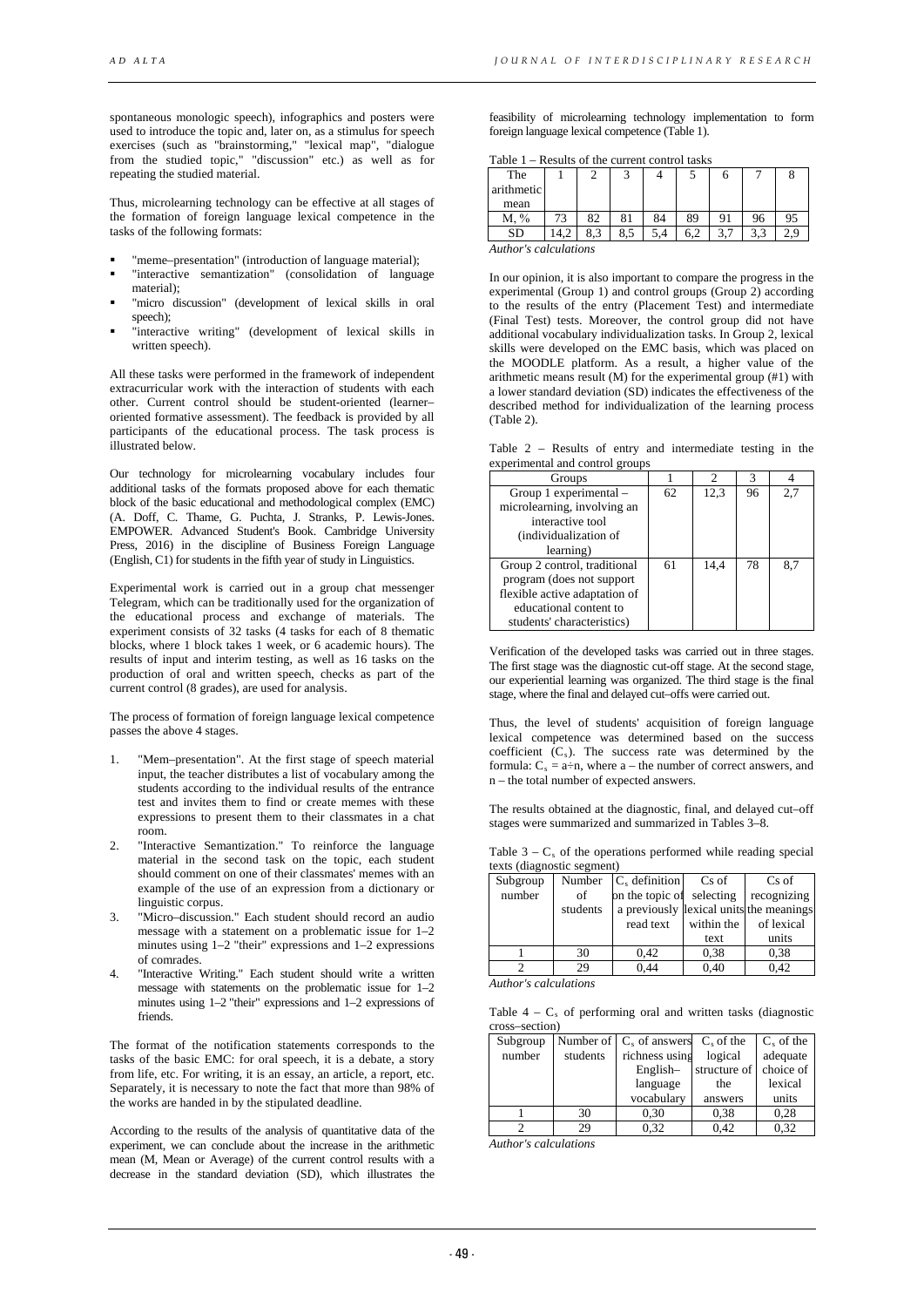spontaneous monologic speech), infographics and posters were used to introduce the topic and, later on, as a stimulus for speech exercises (such as "brainstorming," "lexical map", "dialogue from the studied topic," "discussion" etc.) as well as for repeating the studied material.

Thus, microlearning technology can be effective at all stages of the formation of foreign language lexical competence in the tasks of the following formats:

- "meme–presentation" (introduction of language material);
- "interactive semantization" (consolidation of language material);
- "micro discussion" (development of lexical skills in oral speech);
- "interactive writing" (development of lexical skills in written speech).

All these tasks were performed in the framework of independent extracurricular work with the interaction of students with each other. Current control should be student-oriented (learner–oriented formative assessment). The feedback is provided by all participants of the educational process. The task process is illustrated below.

Our technology for microlearning vocabulary includes four additional tasks of the formats proposed above for each thematic block of the basic educational and methodological complex (EMC) (A. Doff, C. Thame, G. Puchta, J. Stranks, P. Lewis-Jones. EMPOWER. Advanced Student's Book. Cambridge University Press, 2016) in the discipline of Business Foreign Language (English, C1) for students in the fifth year of study in Linguistics.

Experimental work is carried out in a group chat messenger Telegram, which can be traditionally used for the organization of the educational process and exchange of materials. The experiment consists of 32 tasks (4 tasks for each of 8 thematic blocks, where 1 block takes 1 week, or 6 academic hours). The results of input and interim testing, as well as 16 tasks on the production of oral and written speech, checks as part of the current control (8 grades), are used for analysis.

The process of formation of foreign language lexical competence passes the above 4 stages.

1. "Mem–presentation". At the first stage of speech material input, the teacher distributes a list of vocabulary among the students according to the individual results of the entrance test and invites them to find or create memes with these expressions to present them to their classmates in a chat room.
2. "Interactive Semantization." To reinforce the language material in the second task on the topic, each student should comment on one of their classmates' memes with an example of the use of an expression from a dictionary or linguistic corpus.
3. "Micro–discussion." Each student should record an audio message with a statement on a problematic issue for 1–2 minutes using 1–2 "their" expressions and 1–2 expressions of comrades.
4. "Interactive Writing." Each student should write a written message with statements on the problematic issue for 1–2 minutes using 1–2 "their" expressions and 1–2 expressions of friends.

The format of the notification statements corresponds to the tasks of the basic EMC: for oral speech, it is a debate, a story from life, etc. For writing, it is an essay, an article, a report, etc. Separately, it is necessary to note the fact that more than 98% of the works are handed in by the stipulated deadline.

According to the results of the analysis of quantitative data of the experiment, we can conclude about the increase in the arithmetic mean (M, Mean or Average) of the current control results with a decrease in the standard deviation (SD), which illustrates the feasibility of microlearning technology implementation to form foreign language lexical competence (Table 1).

Table 1 – Results of the current control tasks

| The arithmetic mean | 1 | 2 | 3 | 4 | 5 | 6 | 7 | 8 |
|---|---|---|---|---|---|---|---|---|
| M, % | 73 | 82 | 81 | 84 | 89 | 91 | 96 | 95 |
| SD | 14,2 | 8,3 | 8,5 | 5,4 | 6,2 | 3,7 | 3,3 | 2,9 |

*Author's calculations*

In our opinion, it is also important to compare the progress in the experimental (Group 1) and control groups (Group 2) according to the results of the entry (Placement Test) and intermediate (Final Test) tests. Moreover, the control group did not have additional vocabulary individualization tasks. In Group 2, lexical skills were developed on the EMC basis, which was placed on the MOODLE platform. As a result, a higher value of the arithmetic means result (M) for the experimental group (#1) with a lower standard deviation (SD) indicates the effectiveness of the described method for individualization of the learning process (Table 2).

Table 2 – Results of entry and intermediate testing in the experimental and control groups

| Groups | 1 | 2 | 3 | 4 |
|---|---|---|---|---|
| Group 1 experimental – microlearning, involving an interactive tool (individualization of learning) | 62 | 12,3 | 96 | 2,7 |
| Group 2 control, traditional program (does not support flexible active adaptation of educational content to students' characteristics) | 61 | 14,4 | 78 | 8,7 |

Verification of the developed tasks was carried out in three stages. The first stage was the diagnostic cut-off stage. At the second stage, our experiential learning was organized. The third stage is the final stage, where the final and delayed cut–offs were carried out.

Thus, the level of students' acquisition of foreign language lexical competence was determined based on the success coefficient ($C_s$). The success rate was determined by the formula: $C_s = a \div n$, where a – the number of correct answers, and n – the total number of expected answers.

The results obtained at the diagnostic, final, and delayed cut–off stages were summarized and summarized in Tables 3–8.

Table 3 – $C_s$ of the operations performed while reading special texts (diagnostic segment)

| Subgroup number | Number of students | $C_s$ definition on the topic of a previously read text | Cs of selecting lexical units within the text | Cs of recognizing the meanings of lexical units |
|---|---|---|---|---|
| 1 | 30 | 0,42 | 0,38 | 0,38 |
| 2 | 29 | 0,44 | 0,40 | 0,42 |

*Author's calculations*

Table 4 – $C_s$ of performing oral and written tasks (diagnostic cross–section)

| Subgroup number | Number of students | $C_s$ of answers richness using English–language vocabulary | $C_s$ of the logical structure of the answers | $C_s$ of the adequate choice of lexical units |
|---|---|---|---|---|
| 1 | 30 | 0,30 | 0,38 | 0,28 |
| 2 | 29 | 0,32 | 0,42 | 0,32 |

*Author's calculations*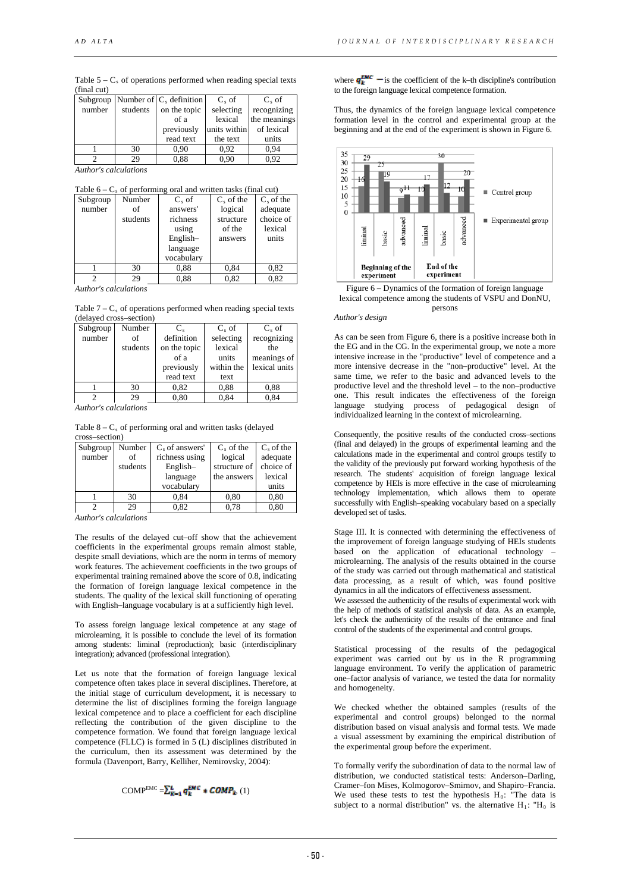Table 5 – $C_s$ of operations performed when reading special texts (final cut)

| Subgroup number | Number of students | $C_s$ definition on the topic of a previously read text | $C_s$ of selecting lexical units within the text | $C_s$ of recognizing the meanings of lexical units |
|---|---|---|---|---|
| 1 | 30 | 0,90 | 0,92 | 0,94 |
| 2 | 29 | 0,88 | 0,90 | 0,92 |

*Author's calculations*

Table 6 – $C_s$ of performing oral and written tasks (final cut)

| Subgroup number | Number of students | $C_s$ of answers' richness using English–language vocabulary | $C_s$ of the logical structure of the answers | $C_s$ of the adequate choice of lexical units |
|---|---|---|---|---|
| 1 | 30 | 0,88 | 0,84 | 0,82 |
| 2 | 29 | 0,88 | 0,82 | 0,82 |

*Author's calculations*

Table 7 – $C_s$ of operations performed when reading special texts (delayed cross–section)

| Subgroup number | Number of students | $C_s$ definition on the topic of a previously read text | $C_s$ of selecting lexical units within the text | $C_s$ of recognizing the meanings of lexical units |
|---|---|---|---|---|
| 1 | 30 | 0,82 | 0,88 | 0,88 |
| 2 | 29 | 0,80 | 0,84 | 0,84 |

*Author's calculations*

Table 8 – $C_s$ of performing oral and written tasks (delayed cross–section)

| Subgroup number | Number of students | $C_s$ of answers' richness using English–language vocabulary | $C_s$ of the logical structure of the answers | $C_s$ of the adequate choice of lexical units |
|---|---|---|---|---|
| 1 | 30 | 0,84 | 0,80 | 0,80 |
| 2 | 29 | 0,82 | 0,78 | 0,80 |

*Author's calculations*

The results of the delayed cut–off show that the achievement coefficients in the experimental groups remain almost stable, despite small deviations, which are the norm in terms of memory work features. The achievement coefficients in the two groups of experimental training remained above the score of 0.8, indicating the formation of foreign language lexical competence in the students. The quality of the lexical skill functioning of operating with English–language vocabulary is at a sufficiently high level.

To assess foreign language lexical competence at any stage of microlearning, it is possible to conclude the level of its formation among students: liminal (reproduction); basic (interdisciplinary integration); advanced (professional integration).

Let us note that the formation of foreign language lexical competence often takes place in several disciplines. Therefore, at the initial stage of curriculum development, it is necessary to determine the list of disciplines forming the foreign language lexical competence and to place a coefficient for each discipline reflecting the contribution of the given discipline to the competence formation. We found that foreign language lexical competence (FLLC) is formed in 5 (L) disciplines distributed in the curriculum, then its assessment was determined by the formula (Davenport, Barry, Kelliher, Nemirovsky, 2004):

$$COMP^{EMC} = \sum_{K=1}^{L} q_k^{EMC} * COMP_k \quad (1)$$

where $q_k^{EMC}$ – is the coefficient of the k–th discipline's contribution to the foreign language lexical competence formation.

Thus, the dynamics of the foreign language lexical competence formation level in the control and experimental group at the beginning and at the end of the experiment is shown in Figure 6.

Figure 6 – Dynamics of the formation of foreign language lexical competence among the students of VSPU and DonNU, persons

*Author's design*

As can be seen from Figure 6, there is a positive increase both in the EG and in the CG. In the experimental group, we note a more intensive increase in the "productive" level of competence and a more intensive decrease in the "non–productive" level. At the same time, we refer to the basic and advanced levels to the productive level and the threshold level – to the non–productive one. This result indicates the effectiveness of the foreign language studying process of pedagogical design of individualized learning in the context of microlearning.

Consequently, the positive results of the conducted cross–sections (final and delayed) in the groups of experimental learning and the calculations made in the experimental and control groups testify to the validity of the previously put forward working hypothesis of the research. The students' acquisition of foreign language lexical competence by HEIs is more effective in the case of microlearning technology implementation, which allows them to operate successfully with English–speaking vocabulary based on a specially developed set of tasks.

Stage III. It is connected with determining the effectiveness of the improvement of foreign language studying of HEIs students based on the application of educational technology – microlearning. The analysis of the results obtained in the course of the study was carried out through mathematical and statistical data processing, as a result of which, was found positive dynamics in all the indicators of effectiveness assessment.
We assessed the authenticity of the results of experimental work with the help of methods of statistical analysis of data. As an example, let's check the authenticity of the results of the entrance and final control of the students of the experimental and control groups.

Statistical processing of the results of the pedagogical experiment was carried out by us in the R programming language environment. To verify the application of parametric one–factor analysis of variance, we tested the data for normality and homogeneity.

We checked whether the obtained samples (results of the experimental and control groups) belonged to the normal distribution based on visual analysis and formal tests. We made a visual assessment by examining the empirical distribution of the experimental group before the experiment.

To formally verify the subordination of data to the normal law of distribution, we conducted statistical tests: Anderson–Darling, Cramer–fon Mises, Kolmogorov–Smirnov, and Shapiro–Francia. We used these tests to test the hypothesis $H_0$: "The data is subject to a normal distribution" vs. the alternative $H_1$: "$H_0$ is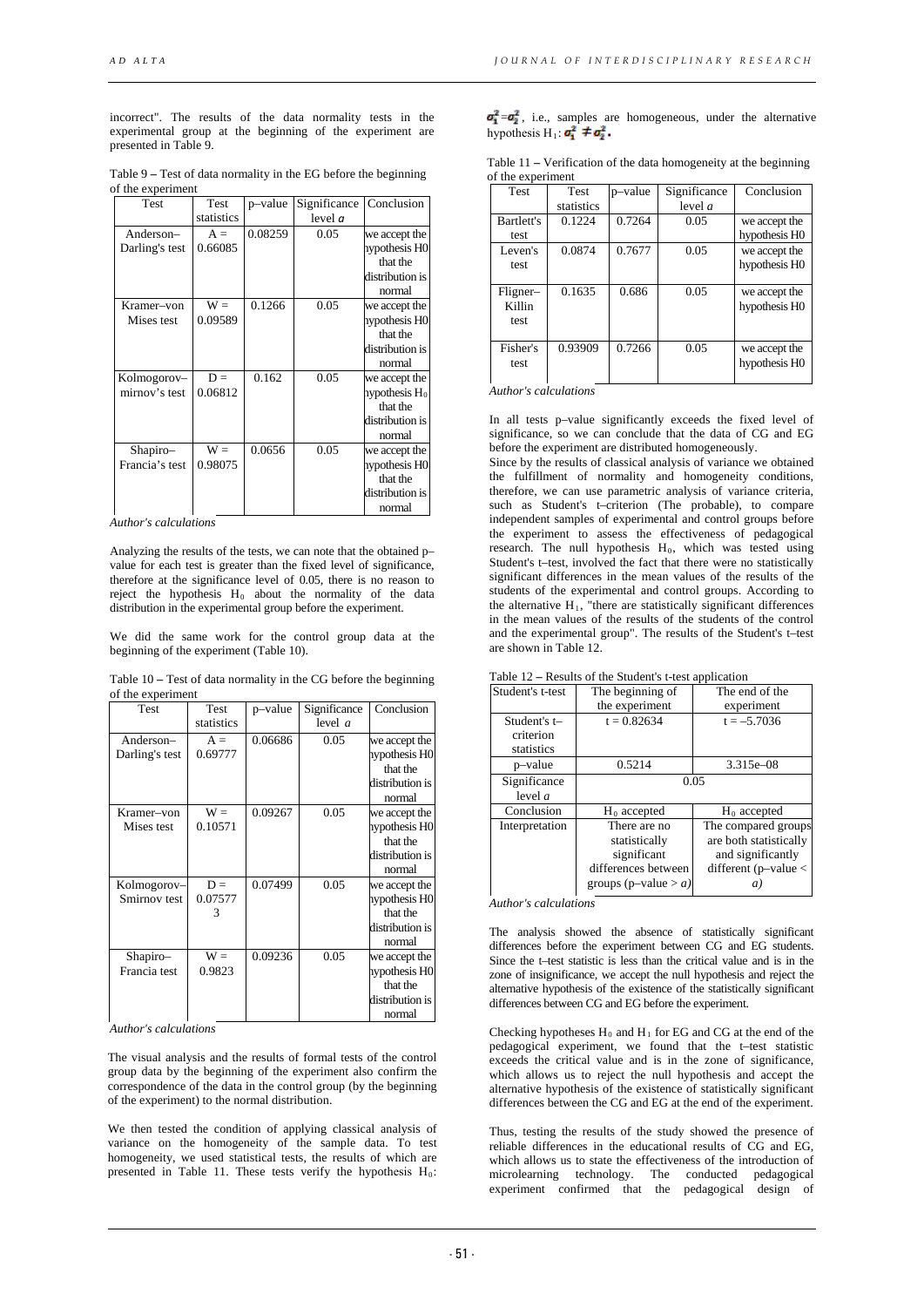incorrect". The results of the data normality tests in the experimental group at the beginning of the experiment are presented in Table 9.

Table 9 – Test of data normality in the EG before the beginning of the experiment

| Test | Test statistics | p–value | Significance level *a* | Conclusion |
|---|---|---|---|---|
| Anderson–Darling's test | A = 0.66085 | 0.08259 | 0.05 | we accept the hypothesis H0 that the distribution is normal |
| Kramer–von Mises test | W = 0.09589 | 0.1266 | 0.05 | we accept the hypothesis H0 that the distribution is normal |
| Kolmogorov–mirnov's test | D = 0.06812 | 0.162 | 0.05 | we accept the hypothesis $H_0$ that the distribution is normal |
| Shapiro–Francia's test | W = 0.98075 | 0.0656 | 0.05 | we accept the hypothesis H0 that the distribution is normal |

*Author's calculations*

Analyzing the results of the tests, we can note that the obtained p–value for each test is greater than the fixed level of significance, therefore at the significance level of 0.05, there is no reason to reject the hypothesis $H_0$ about the normality of the data distribution in the experimental group before the experiment.

We did the same work for the control group data at the beginning of the experiment (Table 10).

Table 10 – Test of data normality in the CG before the beginning of the experiment

| Test | Test statistics | p–value | Significance level *a* | Conclusion |
|---|---|---|---|---|
| Anderson–Darling's test | A = 0.69777 | 0.06686 | 0.05 | we accept the hypothesis H0 that the distribution is normal |
| Kramer–von Mises test | W = 0.10571 | 0.09267 | 0.05 | we accept the hypothesis H0 that the distribution is normal |
| Kolmogorov–Smirnov test | D = 0.075773 | 0.07499 | 0.05 | we accept the hypothesis H0 that the distribution is normal |
| Shapiro–Francia test | W = 0.9823 | 0.09236 | 0.05 | we accept the hypothesis H0 that the distribution is normal |

*Author's calculations*

The visual analysis and the results of formal tests of the control group data by the beginning of the experiment also confirm the correspondence of the data in the control group (by the beginning of the experiment) to the normal distribution.

We then tested the condition of applying classical analysis of variance on the homogeneity of the sample data. To test homogeneity, we used statistical tests, the results of which are presented in Table 11. These tests verify the hypothesis $H_0$: $\sigma_1^2 = \sigma_2^2$, i.e., samples are homogeneous, under the alternative hypothesis $H_1$: $\sigma_1^2 \neq \sigma_2^2$.

Table 11 – Verification of the data homogeneity at the beginning of the experiment

| Test | Test statistics | p–value | Significance level *a* | Conclusion |
|---|---|---|---|---|
| Bartlett's test | 0.1224 | 0.7264 | 0.05 | we accept the hypothesis H0 |
| Leven's test | 0.0874 | 0.7677 | 0.05 | we accept the hypothesis H0 |
| Fligner–Killin test | 0.1635 | 0.686 | 0.05 | we accept the hypothesis H0 |
| Fisher's test | 0.93909 | 0.7266 | 0.05 | we accept the hypothesis H0 |

*Author's calculations*

In all tests p–value significantly exceeds the fixed level of significance, so we can conclude that the data of CG and EG before the experiment are distributed homogeneously.

Since by the results of classical analysis of variance we obtained the fulfillment of normality and homogeneity conditions, therefore, we can use parametric analysis of variance criteria, such as Student's t–criterion (The probable), to compare independent samples of experimental and control groups before the experiment to assess the effectiveness of pedagogical research. The null hypothesis $H_0$, which was tested using Student's t–test, involved the fact that there were no statistically significant differences in the mean values of the results of the students of the experimental and control groups. According to the alternative $H_1$, "there are statistically significant differences in the mean values of the results of the students of the control and the experimental group". The results of the Student's t–test are shown in Table 12.

Table 12 – Results of the Student's t-test application

| Student's t-test | The beginning of the experiment | The end of the experiment |
|---|---|---|
| Student's t–criterion statistics | t = 0.82634 | t = –5.7036 |
| p–value | 0.5214 | 3.315e–08 |
| Significance level *a* | 0.05 | |
| Conclusion | $H_0$ accepted | $H_0$ accepted |
| Interpretation | There are no statistically significant differences between groups (p–value > *a*) | The compared groups are both statistically and significantly different (p–value < *a*) |

*Author's calculations*

The analysis showed the absence of statistically significant differences before the experiment between CG and EG students. Since the t–test statistic is less than the critical value and is in the zone of insignificance, we accept the null hypothesis and reject the alternative hypothesis of the existence of the statistically significant differences between CG and EG before the experiment.

Checking hypotheses $H_0$ and $H_1$ for EG and CG at the end of the pedagogical experiment, we found that the t–test statistic exceeds the critical value and is in the zone of significance, which allows us to reject the null hypothesis and accept the alternative hypothesis of the existence of statistically significant differences between the CG and EG at the end of the experiment.

Thus, testing the results of the study showed the presence of reliable differences in the educational results of CG and EG, which allows us to state the effectiveness of the introduction of microlearning technology. The conducted pedagogical experiment confirmed that the pedagogical design of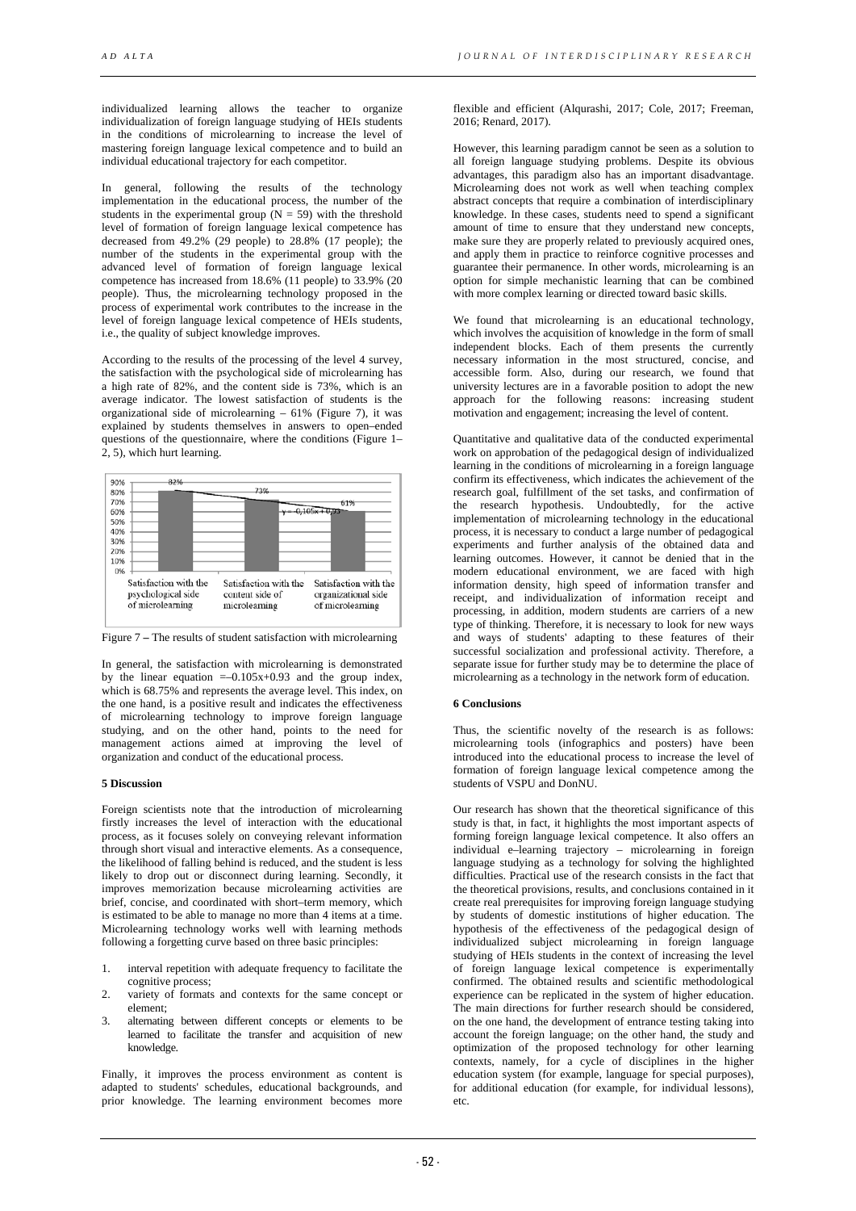individualized learning allows the teacher to organize individualization of foreign language studying of HEIs students in the conditions of microlearning to increase the level of mastering foreign language lexical competence and to build an individual educational trajectory for each competitor.

In general, following the results of the technology implementation in the educational process, the number of the students in the experimental group ($N = 59$) with the threshold level of formation of foreign language lexical competence has decreased from 49.2% (29 people) to 28.8% (17 people); the number of the students in the experimental group with the advanced level of formation of foreign language lexical competence has increased from 18.6% (11 people) to 33.9% (20 people). Thus, the microlearning technology proposed in the process of experimental work contributes to the increase in the level of foreign language lexical competence of HEIs students, i.e., the quality of subject knowledge improves.

According to the results of the processing of the level 4 survey, the satisfaction with the psychological side of microlearning has a high rate of 82%, and the content side is 73%, which is an average indicator. The lowest satisfaction of students is the organizational side of microlearning – 61% (Figure 7), it was explained by students themselves in answers to open–ended questions of the questionnaire, where the conditions (Figure 1–2, 5), which hurt learning.

Figure 7 – The results of student satisfaction with microlearning

In general, the satisfaction with microlearning is demonstrated by the linear equation $=-0.105x+0.93$ and the group index, which is 68.75% and represents the average level. This index, on the one hand, is a positive result and indicates the effectiveness of microlearning technology to improve foreign language studying, and on the other hand, points to the need for management actions aimed at improving the level of organization and conduct of the educational process.

## 5 Discussion

Foreign scientists note that the introduction of microlearning firstly increases the level of interaction with the educational process, as it focuses solely on conveying relevant information through short visual and interactive elements. As a consequence, the likelihood of falling behind is reduced, and the student is less likely to drop out or disconnect during learning. Secondly, it improves memorization because microlearning activities are brief, concise, and coordinated with short–term memory, which is estimated to be able to manage no more than 4 items at a time. Microlearning technology works well with learning methods following a forgetting curve based on three basic principles:

1. interval repetition with adequate frequency to facilitate the cognitive process;
2. variety of formats and contexts for the same concept or element;
3. alternating between different concepts or elements to be learned to facilitate the transfer and acquisition of new knowledge.

Finally, it improves the process environment as content is adapted to students' schedules, educational backgrounds, and prior knowledge. The learning environment becomes more flexible and efficient (Alqurashi, 2017; Cole, 2017; Freeman, 2016; Renard, 2017).

However, this learning paradigm cannot be seen as a solution to all foreign language studying problems. Despite its obvious advantages, this paradigm also has an important disadvantage. Microlearning does not work as well when teaching complex abstract concepts that require a combination of interdisciplinary knowledge. In these cases, students need to spend a significant amount of time to ensure that they understand new concepts, make sure they are properly related to previously acquired ones, and apply them in practice to reinforce cognitive processes and guarantee their permanence. In other words, microlearning is an option for simple mechanistic learning that can be combined with more complex learning or directed toward basic skills.

We found that microlearning is an educational technology, which involves the acquisition of knowledge in the form of small independent blocks. Each of them presents the currently necessary information in the most structured, concise, and accessible form. Also, during our research, we found that university lectures are in a favorable position to adopt the new approach for the following reasons: increasing student motivation and engagement; increasing the level of content.

Quantitative and qualitative data of the conducted experimental work on approbation of the pedagogical design of individualized learning in the conditions of microlearning in a foreign language confirm its effectiveness, which indicates the achievement of the research goal, fulfillment of the set tasks, and confirmation of the research hypothesis. Undoubtedly, for the active implementation of microlearning technology in the educational process, it is necessary to conduct a large number of pedagogical experiments and further analysis of the obtained data and learning outcomes. However, it cannot be denied that in the modern educational environment, we are faced with high information density, high speed of information transfer and receipt, and individualization of information receipt and processing, in addition, modern students are carriers of a new type of thinking. Therefore, it is necessary to look for new ways and ways of students' adapting to these features of their successful socialization and professional activity. Therefore, a separate issue for further study may be to determine the place of microlearning as a technology in the network form of education.

## 6 Conclusions

Thus, the scientific novelty of the research is as follows: microlearning tools (infographics and posters) have been introduced into the educational process to increase the level of formation of foreign language lexical competence among the students of VSPU and DonNU.

Our research has shown that the theoretical significance of this study is that, in fact, it highlights the most important aspects of forming foreign language lexical competence. It also offers an individual e–learning trajectory – microlearning in foreign language studying as a technology for solving the highlighted difficulties. Practical use of the research consists in the fact that the theoretical provisions, results, and conclusions contained in it create real prerequisites for improving foreign language studying by students of domestic institutions of higher education. The hypothesis of the effectiveness of the pedagogical design of individualized subject microlearning in foreign language studying of HEIs students in the context of increasing the level of foreign language lexical competence is experimentally confirmed. The obtained results and scientific methodological experience can be replicated in the system of higher education. The main directions for further research should be considered, on the one hand, the development of entrance testing taking into account the foreign language; on the other hand, the study and optimization of the proposed technology for other learning contexts, namely, for a cycle of disciplines in the higher education system (for example, language for special purposes), for additional education (for example, for individual lessons), etc.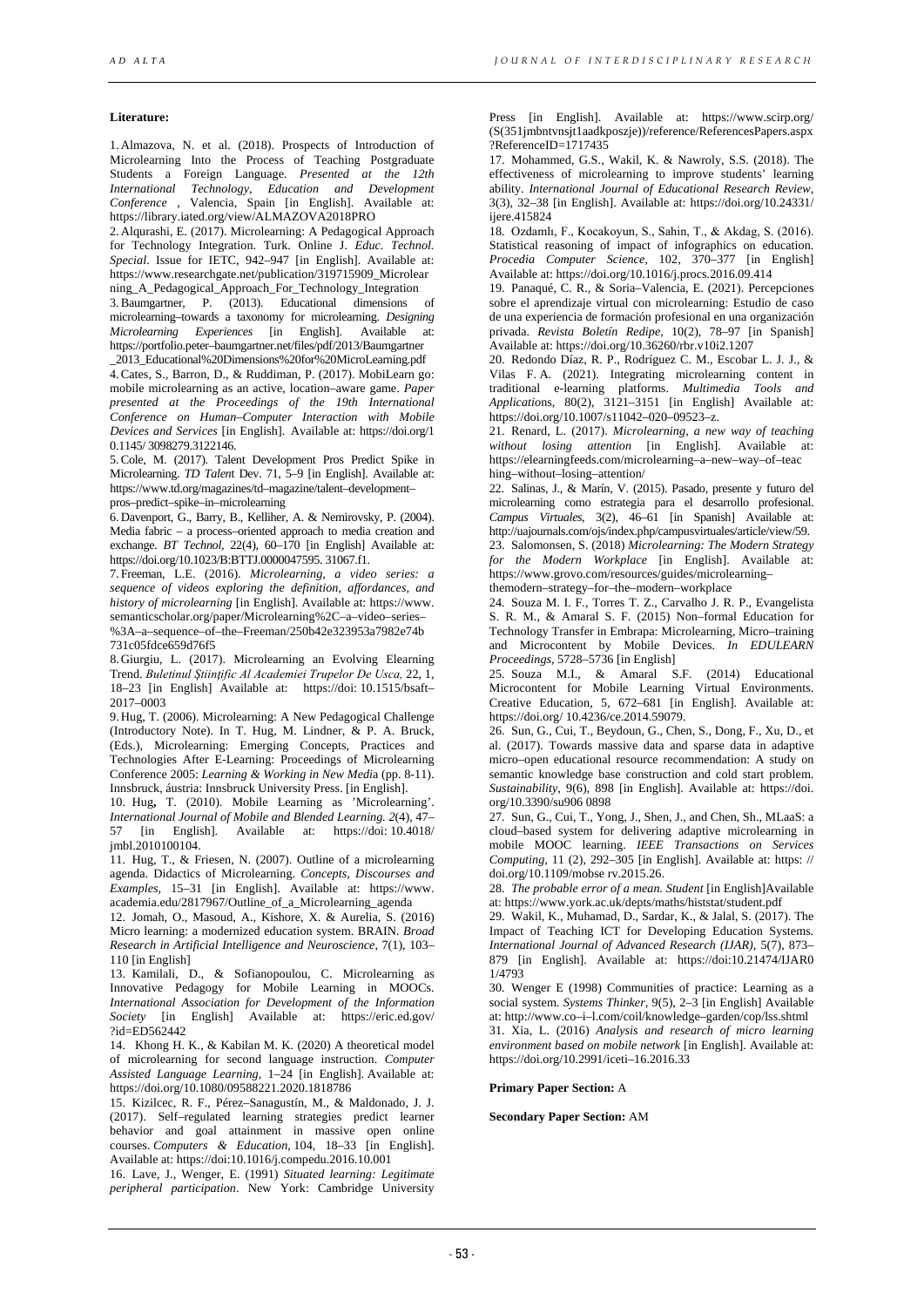**Literature:**

1. Almazova, N. et al. (2018). Prospects of Introduction of Microlearning Into the Process of Teaching Postgraduate Students a Foreign Language. *Presented at the 12th International Technology, Education and Development Conference* , Valencia, Spain [in English]. Available at: https://library.iated.org/view/ALMAZOVA2018PRO

2. Alqurashi, E. (2017). Microlearning: A Pedagogical Approach for Technology Integration. Turk. Online J. *Educ. Technol. Special*. Issue for IETC, 942–947 [in English]. Available at: https://www.researchgate.net/publication/319715909_Microlearning_A_Pedagogical_Approach_For_Technology_Integration

3. Baumgartner, P. (2013). Educational dimensions of microlearning–towards a taxonomy for microlearning. *Designing Microlearning Experiences* [in English]. Available at: https://portfolio.peter–baumgartner.net/files/pdf/2013/Baumgartner_2013_Educational%20Dimensions%20for%20MicroLearning.pdf

4. Cates, S., Barron, D., & Ruddiman, P. (2017). MobiLearn go: mobile microlearning as an active, location–aware game. *Paper presented at the Proceedings of the 19th International Conference on Human–Computer Interaction with Mobile Devices and Services* [in English]. Available at: https://doi.org/10.1145/ 3098279.3122146.

5. Cole, M. (2017). Talent Development Pros Predict Spike in Microlearning. *TD Talen*t Dev. 71, 5–9 [in English]. Available at: https://www.td.org/magazines/td–magazine/talent–development–pros–predict–spike–in–microlearning

6. Davenport, G., Barry, B., Kelliher, A. & Nemirovsky, P. (2004). Media fabric – a process–oriented approach to media creation and exchange. *BT Technol*, 22(4), 60–170 [in English] Available at: https://doi.org/10.1023/B:BTTJ.0000047595. 31067.f1.

7. Freeman, L.E. (2016). *Microlearning, a video series: a sequence of videos exploring the definition, affordances, and history of microlearning* [in English]. Available at: https://www.semanticscholar.org/paper/Microlearning%2C–a–video–series–%3A–a–sequence–of–the–Freeman/250b42e323953a7982e74b731c05fdce659d76f5

8. Giurgiu, L. (2017). Microlearning an Evolving Elearning Trend. *Buletinul Ştiinţific Al Academiei Trupelor De Usca,* 22, 1, 18–23 [in English] Available at: https://doi: 10.1515/bsaft–2017–0003

9. Hug, T. (2006). Microlearning: A New Pedagogical Challenge (Introductory Note). In T. Hug, M. Lindner, & P. A. Bruck, (Eds.), Microlearning: Emerging Concepts, Practices and Technologies After E-Learning: Proceedings of Microlearning Conference 2005: *Learning & Working in New Media* (pp. 8-11). Innsbruck, áustria: Innsbruck University Press. [in English].

10. Hug**,** T. (2010). Mobile Learning as 'Microlearning'. *International Journal of Mobile and Blended Learning. 2*(4), 47–57 [in English]. Available at: https://doi: 10.4018/jmbl.2010100104.

11. Hug, T., & Friesen, N. (2007). Outline of a microlearning agenda. Didactics of Microlearning. *Concepts, Discourses and Examples*, 15–31 [in English]. Available at: https://www.academia.edu/2817967/Outline_of_a_Microlearning_agenda

12. Jomah, O., Masoud, A., Kishore, X. & Aurelia, S. (2016) Micro learning: a modernized education system. BRAIN. *Broad Research in Artificial Intelligence and Neuroscience*, 7(1), 103–110 [in English]

13. Kamilali, D., & Sofianopoulou, C. Microlearning as Innovative Pedagogy for Mobile Learning in MOOCs. *International Association for Development of the Information Society* [in English] Available at: https://eric.ed.gov/?id=ED562442

14. Khong H. K., & Kabilan M. K. (2020) A theoretical model of microlearning for second language instruction. *Computer Assisted Language Learning*, 1–24 [in English]. Available at: https://doi.org/10.1080/09588221.2020.1818786

15. Kizilcec, R. F., Pérez–Sanagustín, M., & Maldonado, J. J. (2017). Self–regulated learning strategies predict learner behavior and goal attainment in massive open online courses. *Computers & Education*, 104, 18–33 [in English]. Available at: https://doi:10.1016/j.compedu.2016.10.001

16. Lave, J., Wenger, E. (1991) *Situated learning: Legitimate peripheral participation*. New York: Cambridge University Press [in English]. Available at: https://www.scirp.org/(S(351jmbntvnsjt1aadkposzje))/reference/ReferencesPapers.aspx?ReferenceID=1717435

17. Mohammed, G.S., Wakil, K. & Nawroly, S.S. (2018). The effectiveness of microlearning to improve students' learning ability. *International Journal of Educational Research Review*, 3(3), 32–38 [in English]. Available at: https://doi.org/10.24331/ijere.415824

18. Ozdamlı, F., Kocakoyun, S., Sahin, T., & Akdag, S. (2016). Statistical reasoning of impact of infographics on education. *Procedia Computer Science*, 102, 370–377 [in English] Available at: https://doi.org/10.1016/j.procs.2016.09.414

19. Panaqué, C. R., & Soria–Valencia, E. (2021). Percepciones sobre el aprendizaje virtual con microlearning: Estudio de caso de una experiencia de formación profesional en una organización privada. *Revista Boletín Redipe*, 10(2), 78–97 [in Spanish] Available at: https://doi.org/10.36260/rbr.v10i2.1207

20. Redondo Díaz, R. P., Rodríguez C. M., Escobar L. J. J., & Vilas F. A. (2021). Integrating microlearning content in traditional e-learning platforms. *Multimedia Tools and Applications*, 80(2), 3121–3151 [in English] Available at: https://doi.org/10.1007/s11042–020–09523–z.

21. Renard, L. (2017). *Microlearning, a new way of teaching without losing attention* [in English]. Available at: https://elearningfeeds.com/microlearning–a–new–way–of–teaching–without–losing–attention/

22. Salinas, J., & Marín, V. (2015). Pasado, presente y futuro del microlearning como estrategia para el desarrollo profesional. *Campus Virtuales*, 3(2), 46–61 [in Spanish] Available at: http://uajournals.com/ojs/index.php/campusvirtuales/article/view/59.

23. Salomonsen, S. (2018) *Microlearning: The Modern Strategy for the Modern Workplace* [in English]. Available at: https://www.grovo.com/resources/guides/microlearning–themodern–strategy–for–the–modern–workplace

24. Souza M. I. F., Torres T. Z., Carvalho J. R. P., Evangelista S. R. M., & Amaral S. F. (2015) Non–formal Education for Technology Transfer in Embrapa: Microlearning, Micro–training and Microcontent by Mobile Devices. *In EDULEARN Proceedings*, 5728–5736 [in English]

25. Souza M.I., & Amaral S.F. (2014) Educational Microcontent for Mobile Learning Virtual Environments. Creative Education, 5, 672–681 [in English]. Available at: https://doi.org/ 10.4236/ce.2014.59079.

26. Sun, G., Cui, T., Beydoun, G., Chen, S., Dong, F., Xu, D., et al. (2017). Towards massive data and sparse data in adaptive micro–open educational resource recommendation: A study on semantic knowledge base construction and cold start problem. *Sustainability*, 9(6), 898 [in English]. Available at: https://doi.org/10.3390/su906 0898

27. Sun, G., Cui, T., Yong, J., Shen, J., and Chen, Sh., MLaaS: a cloud–based system for delivering adaptive microlearning in mobile MOOC learning. *IEEE Transactions on Services Computing*, 11 (2), 292–305 [in English]. Available at: https: // doi.org/10.1109/mobse rv.2015.26.

28. *The probable error of a mean. Student* [in English]Available at: https://www.york.ac.uk/depts/maths/histstat/student.pdf

29. Wakil, K., Muhamad, D., Sardar, K., & Jalal, S. (2017). The Impact of Teaching ICT for Developing Education Systems. *International Journal of Advanced Research (IJAR)*, 5(7), 873–879 [in English]. Available at: https://doi:10.21474/IJAR01/4793

30. Wenger E (1998) Communities of practice: Learning as a social system. *Systems Thinker*, 9(5), 2–3 [in English] Available at: http://www.co–i–l.com/coil/knowledge–garden/cop/lss.shtml

31. Xia, L. (2016) *Analysis and research of micro learning environment based on mobile network* [in English]. Available at: https://doi.org/10.2991/iceti–16.2016.33

**Primary Paper Section:** A

**Secondary Paper Section:** AM